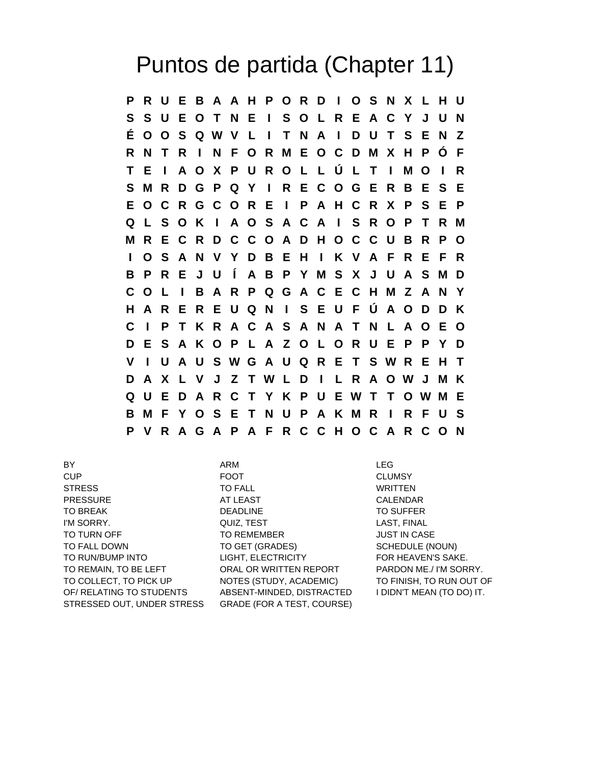# Puntos de partida (Chapter 11)

```
P R U E B A A H P O R D I O S N X L H U
S S U E O T N E I S O L R E A C Y J U N
É O O S Q W V L I T N A I D U T S E N Z
R N T R I N F O R M E O C D M X H P Ó F
T E I A O X P U R O L L Ú L T I M O I R
S M R D G P Q Y I R E C O G E R B E S E
E O C R G C O R E I P A H C R X P S E P
Q L S O K I A O S A C A I S R O P T R M
M R E C R D C C O A D H O C C U B R P O
I O S A N V Y D B E H I K V A F R E F R
B P R E J U Í A B P Y M S X J U A S M D
C O L I B A R P Q G A C E C H M Z A N Y
H A R E R E U Q N I S E U F Ú A O D D K
C I P T K R A C A S A N A T N L A O E O
D E S A K O P L A Z O L O R U E P P Y D
V I U A U S W G A U Q R E T S W R E H T
D A X L V J Z T W L D I L R A O W J M K
Q U E D A R C T Y K P U E W T T O W M E
B M F Y O S E T N U P A K M R I R F U S
P V R A G A P A F R C C H O C A R C O N
```

| | | |
|---|---|---|
| BY | ARM | LEG |
| CUP | FOOT | CLUMSY |
| STRESS | TO FALL | WRITTEN |
| PRESSURE | AT LEAST | CALENDAR |
| TO BREAK | DEADLINE | TO SUFFER |
| I'M SORRY. | QUIZ, TEST | LAST, FINAL |
| TO TURN OFF | TO REMEMBER | JUST IN CASE |
| TO FALL DOWN | TO GET (GRADES) | SCHEDULE (NOUN) |
| TO RUN/BUMP INTO | LIGHT, ELECTRICITY | FOR HEAVEN'S SAKE. |
| TO REMAIN, TO BE LEFT | ORAL OR WRITTEN REPORT | PARDON ME./ I'M SORRY. |
| TO COLLECT, TO PICK UP | NOTES (STUDY, ACADEMIC) | TO FINISH, TO RUN OUT OF |
| OF/ RELATING TO STUDENTS | ABSENT-MINDED, DISTRACTED | I DIDN'T MEAN (TO DO) IT. |
| STRESSED OUT, UNDER STRESS | GRADE (FOR A TEST, COURSE) | |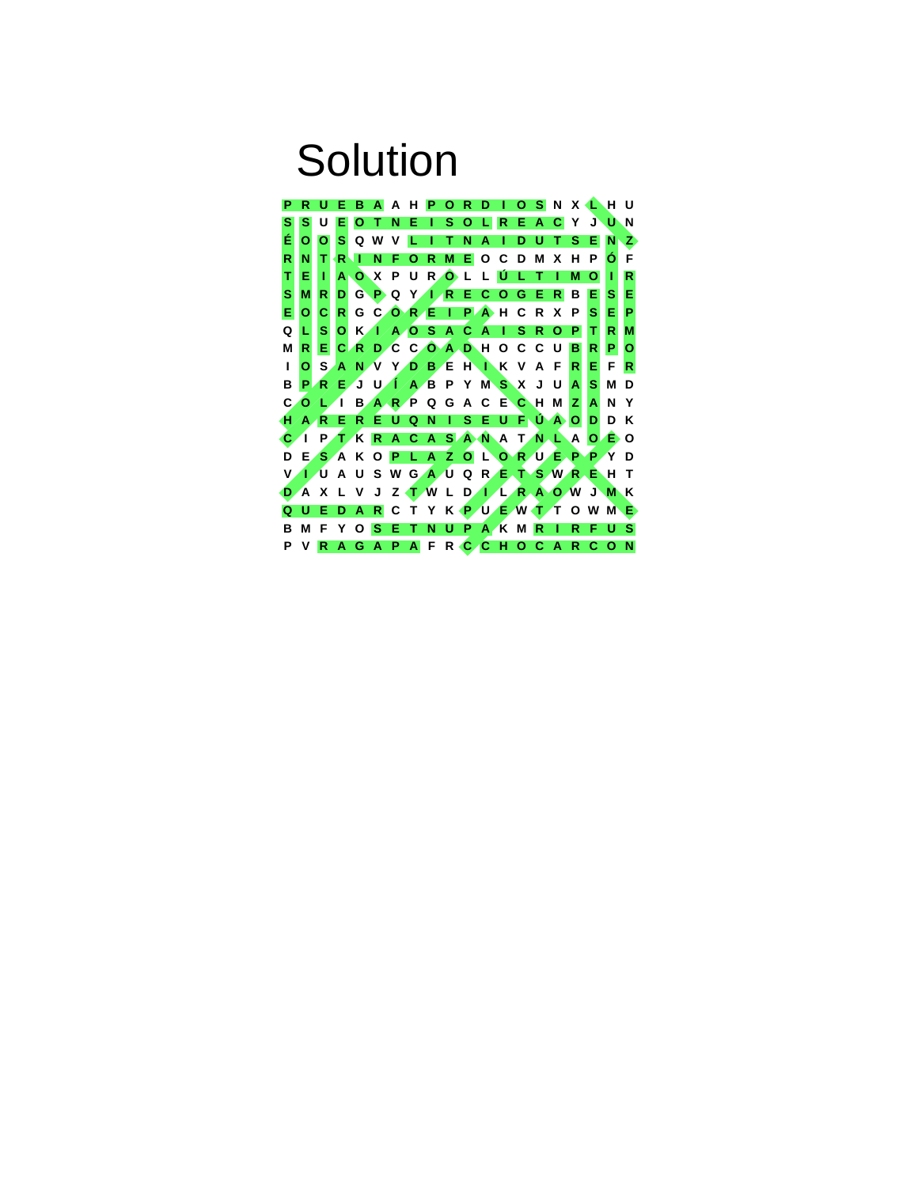# Solution

| | | | | | | | | | | | | | | | | | | | |
|---|---|---|---|---|---|---|---|---|---|---|---|---|---|---|---|---|---|---|---|
| P | R | U | E | B | A | A | H | P | O | R | D | I | O | S | N | X | L | H | U |
| S | S | U | E | O | T | N | E | I | S | O | L | R | E | A | C | Y | J | U | N |
| É | O | O | S | Q | W | V | L | I | T | N | A | I | D | U | T | S | E | N | Z |
| R | N | T | R | I | N | F | O | R | M | E | O | C | D | M | X | H | P | Ó | F |
| T | E | I | A | O | X | P | U | R | O | L | L | Ú | L | T | I | M | O | I | R |
| S | M | R | D | G | P | Q | Y | I | R | E | C | O | G | E | R | B | E | S | E |
| E | O | C | R | G | C | O | R | E | I | P | A | H | C | R | X | P | S | E | P |
| Q | L | S | O | K | I | A | O | S | A | C | A | I | S | R | O | P | T | R | M |
| M | R | E | C | R | D | C | C | O | A | D | H | O | C | C | U | B | R | P | O |
| I | O | S | A | N | V | Y | D | B | E | H | I | K | V | A | F | R | E | F | R |
| B | P | R | E | J | U | Í | A | B | P | Y | M | S | X | J | U | A | S | M | D |
| C | O | L | I | B | A | R | P | Q | G | A | C | E | C | H | M | Z | A | N | Y |
| H | A | R | E | R | E | U | Q | N | I | S | E | U | F | Ú | A | O | D | D | K |
| C | I | P | T | K | R | A | C | A | S | A | N | A | T | N | L | A | O | E | O |
| D | E | S | A | K | O | P | L | A | Z | O | L | O | R | U | E | P | P | Y | D |
| V | I | U | A | U | S | W | G | A | U | Q | R | E | T | S | W | R | E | H | T |
| D | A | X | L | V | J | Z | T | W | L | D | I | L | R | A | O | W | J | M | K |
| Q | U | E | D | A | R | C | T | Y | K | P | U | E | W | T | T | O | W | M | E |
| B | M | F | Y | O | S | E | T | N | U | P | A | K | M | R | I | R | F | U | S |
| P | V | R | A | G | A | P | A | F | R | C | C | H | O | C | A | R | C | O | N |